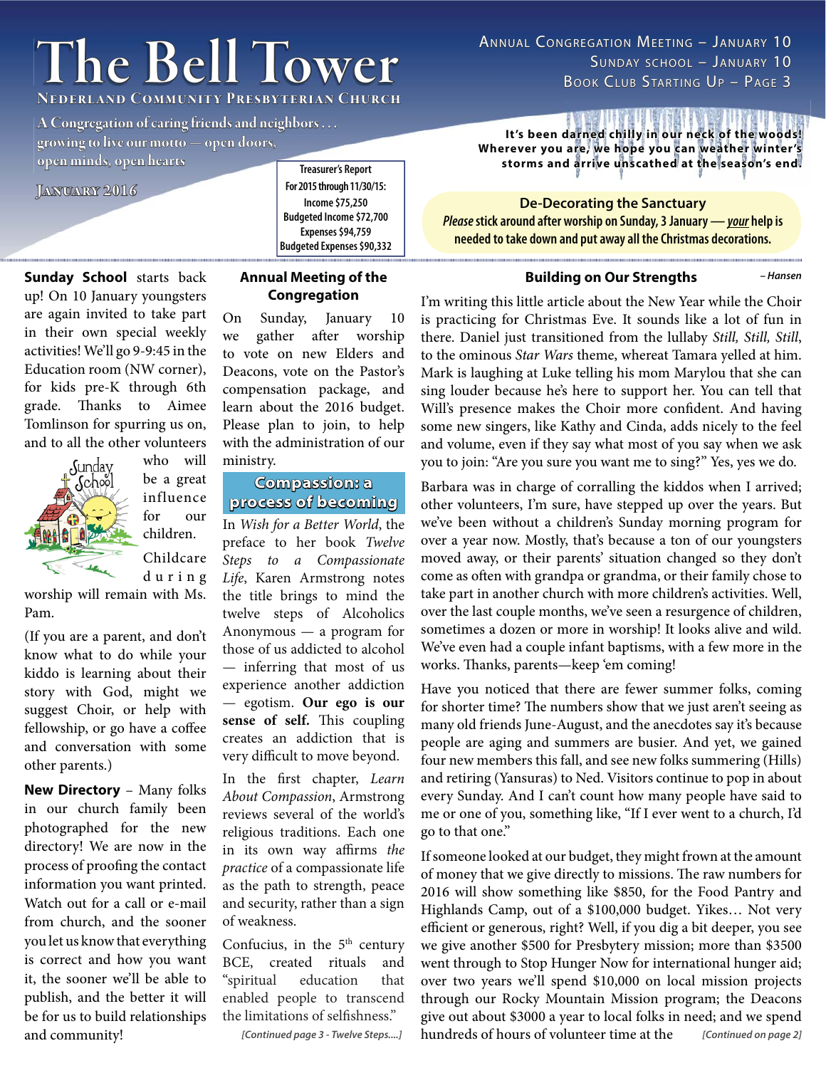# The Bell Tower

**Nederland Community Presbyterian Church**

A Congregation of caring friends and neighbors . . . growing to live our motto — open doors, open minds, open hearts

**January 2016**

Annual Congregation Meeting – January 10
Sunday school – January 10
Book Club Starting Up – Page 3

**It's been darned chilly in our neck of the woods! Wherever you are, we hope you can weather winter's storms and arrive unscathed at the season's end.**

**Treasurer's Report**
**For 2015 through 11/30/15:**
**Income $75,250**
**Budgeted Income $72,700**
**Expenses $94,759**
**Budgeted Expenses $90,332**

**De-Decorating the Sanctuary**

***Please*** **stick around after worship on Sunday, 3 January —** ***your*** **help is needed to take down and put away all the Christmas decorations.**

**Sunday School** starts back up! On 10 January youngsters are again invited to take part in their own special weekly activities! We'll go 9-9:45 in the Education room (NW corner), for kids pre-K through 6th grade. Thanks to Aimee Tomlinson for spurring us on, and to all the other volunteers who will be a great influence for our children.

Childcare during worship will remain with Ms. Pam.

(If you are a parent, and don't know what to do while your kiddo is learning about their story with God, might we suggest Choir, or help with fellowship, or go have a coffee and conversation with some other parents.)

**New Directory** – Many folks in our church family been photographed for the new directory! We are now in the process of proofing the contact information you want printed. Watch out for a call or e-mail from church, and the sooner you let us know that everything is correct and how you want it, the sooner we'll be able to publish, and the better it will be for us to build relationships and community!

## Annual Meeting of the Congregation

On Sunday, January 10 we gather after worship to vote on new Elders and Deacons, vote on the Pastor's compensation package, and learn about the 2016 budget. Please plan to join, to help with the administration of our ministry.

## Compassion: a process of becoming

In *Wish for a Better World*, the preface to her book *Twelve Steps to a Compassionate Life*, Karen Armstrong notes the title brings to mind the twelve steps of Alcoholics Anonymous — a program for those of us addicted to alcohol — inferring that most of us experience another addiction — egotism. **Our ego is our sense of self.** This coupling creates an addiction that is very difficult to move beyond.

In the first chapter, *Learn About Compassion*, Armstrong reviews several of the world's religious traditions. Each one in its own way affirms *the practice* of a compassionate life as the path to strength, peace and security, rather than a sign of weakness.

Confucius, in the 5th century BCE, created rituals and "spiritual education that enabled people to transcend the limitations of selfishness."

*[Continued page 3 - Twelve Steps....]*

## Building on Our Strengths

*– Hansen*

I'm writing this little article about the New Year while the Choir is practicing for Christmas Eve. It sounds like a lot of fun in there. Daniel just transitioned from the lullaby *Still, Still, Still*, to the ominous *Star Wars* theme, whereat Tamara yelled at him. Mark is laughing at Luke telling his mom Marylou that she can sing louder because he's here to support her. You can tell that Will's presence makes the Choir more confident. And having some new singers, like Kathy and Cinda, adds nicely to the feel and volume, even if they say what most of you say when we ask you to join: "Are you sure you want me to sing?" Yes, yes we do.

Barbara was in charge of corralling the kiddos when I arrived; other volunteers, I'm sure, have stepped up over the years. But we've been without a children's Sunday morning program for over a year now. Mostly, that's because a ton of our youngsters moved away, or their parents' situation changed so they don't come as often with grandpa or grandma, or their family chose to take part in another church with more children's activities. Well, over the last couple months, we've seen a resurgence of children, sometimes a dozen or more in worship! It looks alive and wild. We've even had a couple infant baptisms, with a few more in the works. Thanks, parents—keep 'em coming!

Have you noticed that there are fewer summer folks, coming for shorter time? The numbers show that we just aren't seeing as many old friends June-August, and the anecdotes say it's because people are aging and summers are busier. And yet, we gained four new members this fall, and see new folks summering (Hills) and retiring (Yansuras) to Ned. Visitors continue to pop in about every Sunday. And I can't count how many people have said to me or one of you, something like, "If I ever went to a church, I'd go to that one."

If someone looked at our budget, they might frown at the amount of money that we give directly to missions. The raw numbers for 2016 will show something like $850, for the Food Pantry and Highlands Camp, out of a $100,000 budget. Yikes… Not very efficient or generous, right? Well, if you dig a bit deeper, you see we give another $500 for Presbytery mission; more than $3500 went through to Stop Hunger Now for international hunger aid; over two years we'll spend $10,000 on local mission projects through our Rocky Mountain Mission program; the Deacons give out about $3000 a year to local folks in need; and we spend hundreds of hours of volunteer time at the *[Continued on page 2]*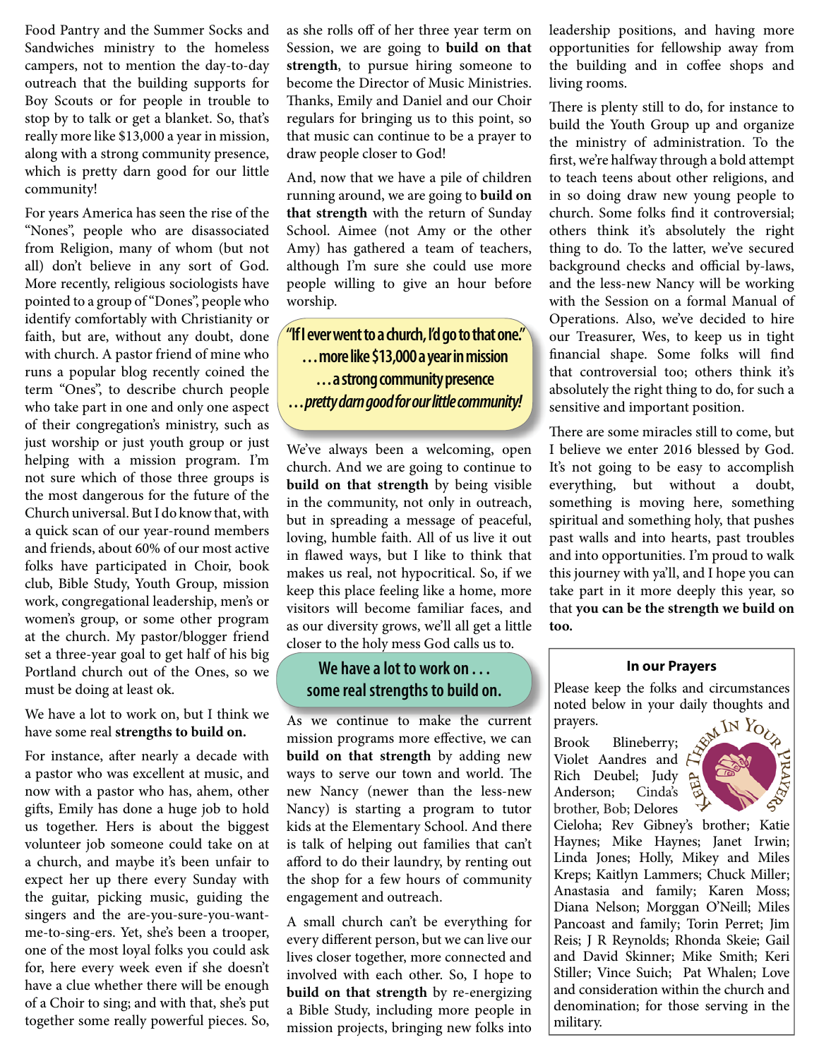Food Pantry and the Summer Socks and Sandwiches ministry to the homeless campers, not to mention the day-to-day outreach that the building supports for Boy Scouts or for people in trouble to stop by to talk or get a blanket. So, that's really more like $13,000 a year in mission, along with a strong community presence, which is pretty darn good for our little community!

For years America has seen the rise of the "Nones", people who are disassociated from Religion, many of whom (but not all) don't believe in any sort of God. More recently, religious sociologists have pointed to a group of "Dones", people who identify comfortably with Christianity or faith, but are, without any doubt, done with church. A pastor friend of mine who runs a popular blog recently coined the term "Ones", to describe church people who take part in one and only one aspect of their congregation's ministry, such as just worship or just youth group or just helping with a mission program. I'm not sure which of those three groups is the most dangerous for the future of the Church universal. But I do know that, with a quick scan of our year-round members and friends, about 60% of our most active folks have participated in Choir, book club, Bible Study, Youth Group, mission work, congregational leadership, men's or women's group, or some other program at the church. My pastor/blogger friend set a three-year goal to get half of his big Portland church out of the Ones, so we must be doing at least ok.

We have a lot to work on, but I think we have some real **strengths to build on.**

For instance, after nearly a decade with a pastor who was excellent at music, and now with a pastor who has, ahem, other gifts, Emily has done a huge job to hold us together. Hers is about the biggest volunteer job someone could take on at a church, and maybe it's been unfair to expect her up there every Sunday with the guitar, picking music, guiding the singers and the are-you-sure-you-want-me-to-sing-ers. Yet, she's been a trooper, one of the most loyal folks you could ask for, here every week even if she doesn't have a clue whether there will be enough of a Choir to sing; and with that, she's put together some really powerful pieces. So, as she rolls off of her three year term on Session, we are going to **build on that strength**, to pursue hiring someone to become the Director of Music Ministries. Thanks, Emily and Daniel and our Choir regulars for bringing us to this point, so that music can continue to be a prayer to draw people closer to God!

And, now that we have a pile of children running around, we are going to **build on that strength** with the return of Sunday School. Aimee (not Amy or the other Amy) has gathered a team of teachers, although I'm sure she could use more people willing to give an hour before worship.

> **"If I ever went to a church, I'd go to that one."**
> **...more like $13,000 a year in mission**
> **...a strong community presence**
> ***...pretty darn good for our little community!***

We've always been a welcoming, open church. And we are going to continue to **build on that strength** by being visible in the community, not only in outreach, but in spreading a message of peaceful, loving, humble faith. All of us live it out in flawed ways, but I like to think that makes us real, not hypocritical. So, if we keep this place feeling like a home, more visitors will become familiar faces, and as our diversity grows, we'll all get a little closer to the holy mess God calls us to.

> **We have a lot to work on . . .**
> **some real strengths to build on.**

As we continue to make the current mission programs more effective, we can **build on that strength** by adding new ways to serve our town and world. The new Nancy (newer than the less-new Nancy) is starting a program to tutor kids at the Elementary School. And there is talk of helping out families that can't afford to do their laundry, by renting out the shop for a few hours of community engagement and outreach.

A small church can't be everything for every different person, but we can live our lives closer together, more connected and involved with each other. So, I hope to **build on that strength** by re-energizing a Bible Study, including more people in mission projects, bringing new folks into leadership positions, and having more opportunities for fellowship away from the building and in coffee shops and living rooms.

There is plenty still to do, for instance to build the Youth Group up and organize the ministry of administration. To the first, we're halfway through a bold attempt to teach teens about other religions, and in so doing draw new young people to church. Some folks find it controversial; others think it's absolutely the right thing to do. To the latter, we've secured background checks and official by-laws, and the less-new Nancy will be working with the Session on a formal Manual of Operations. Also, we've decided to hire our Treasurer, Wes, to keep us in tight financial shape. Some folks will find that controversial too; others think it's absolutely the right thing to do, for such a sensitive and important position.

There are some miracles still to come, but I believe we enter 2016 blessed by God. It's not going to be easy to accomplish everything, but without a doubt, something is moving here, something spiritual and something holy, that pushes past walls and into hearts, past troubles and into opportunities. I'm proud to walk this journey with ya'll, and I hope you can take part in it more deeply this year, so that **you can be the strength we build on too.**

### In our Prayers

Please keep the folks and circumstances noted below in your daily thoughts and prayers.

KEEP THEM IN YOUR PRAYERS

Brook Blineberry; Violet Aandres and Rich Deubel; Judy Anderson; Cinda's brother, Bob; Delores Cieloha; Rev Gibney's brother; Katie Haynes; Mike Haynes; Janet Irwin; Linda Jones; Holly, Mikey and Miles Kreps; Kaitlyn Lammers; Chuck Miller; Anastasia and family; Karen Moss; Diana Nelson; Morggan O'Neill; Miles Pancoast and family; Torin Perret; Jim Reis; J R Reynolds; Rhonda Skeie; Gail and David Skinner; Mike Smith; Keri Stiller; Vince Suich; Pat Whalen; Love and consideration within the church and denomination; for those serving in the military.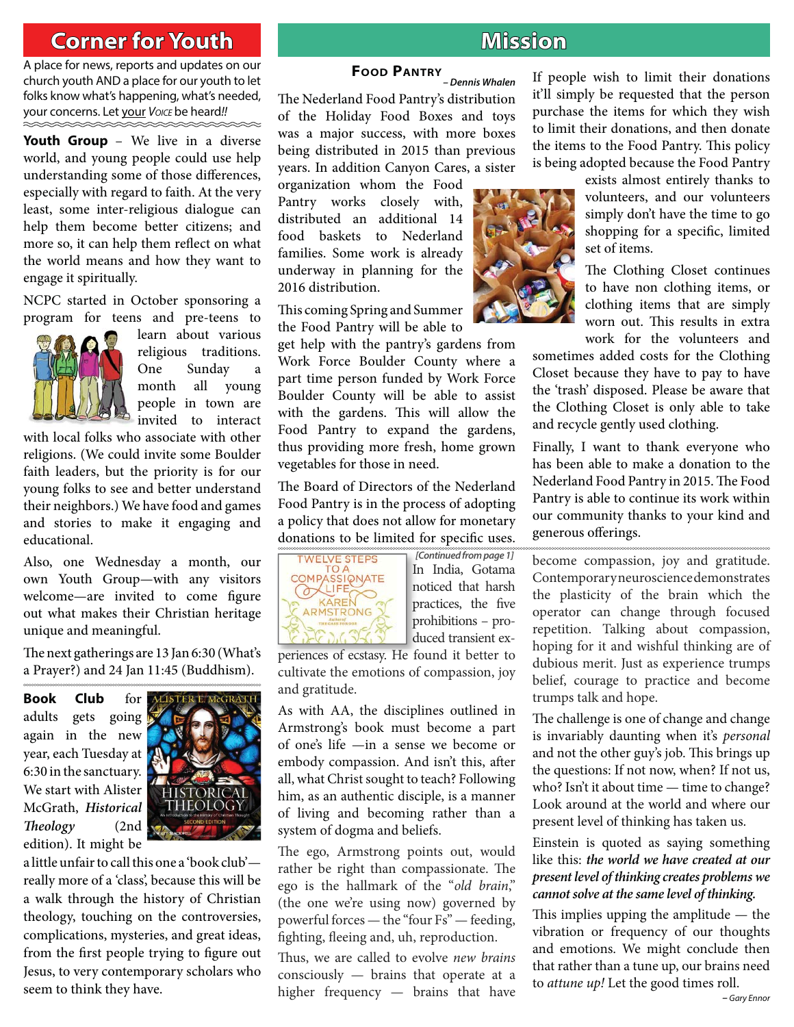## Corner for Youth

A place for news, reports and updates on our church youth AND a place for our youth to let folks know what's happening, what's needed, your concerns. Let your *Voice* be heard!!

**Youth Group** – We live in a diverse world, and young people could use help understanding some of those differences, especially with regard to faith. At the very least, some inter-religious dialogue can help them become better citizens; and more so, it can help them reflect on what the world means and how they want to engage it spiritually.

NCPC started in October sponsoring a program for teens and pre-teens to learn about various religious traditions. One Sunday a month all young people in town are invited to interact with local folks who associate with other religions. (We could invite some Boulder faith leaders, but the priority is for our young folks to see and better understand their neighbors.) We have food and games and stories to make it engaging and educational.

Also, one Wednesday a month, our own Youth Group—with any visitors welcome—are invited to come figure out what makes their Christian heritage unique and meaningful.

The next gatherings are 13 Jan 6:30 (What's a Prayer?) and 24 Jan 11:45 (Buddhism).

**Book Club** for adults gets going again in the new year, each Tuesday at 6:30 in the sanctuary. We start with Alister McGrath, *Historical Theology* (2nd edition). It might be a little unfair to call this one a 'book club'—really more of a 'class', because this will be a walk through the history of Christian theology, touching on the controversies, complications, mysteries, and great ideas, from the first people trying to figure out Jesus, to very contemporary scholars who seem to think they have.

## Mission

### Food Pantry
*– Dennis Whalen*

The Nederland Food Pantry's distribution of the Holiday Food Boxes and toys was a major success, with more boxes being distributed in 2015 than previous years. In addition Canyon Cares, a sister organization whom the Food Pantry works closely with, distributed an additional 14 food baskets to Nederland families. Some work is already underway in planning for the 2016 distribution.

This coming Spring and Summer the Food Pantry will be able to get help with the pantry's gardens from Work Force Boulder County where a part time person funded by Work Force Boulder County will be able to assist with the gardens. This will allow the Food Pantry to expand the gardens, thus providing more fresh, home grown vegetables for those in need.

The Board of Directors of the Nederland Food Pantry is in the process of adopting a policy that does not allow for monetary donations to be limited for specific uses. If people wish to limit their donations it'll simply be requested that the person purchase the items for which they wish to limit their donations, and then donate the items to the Food Pantry. This policy is being adopted because the Food Pantry exists almost entirely thanks to volunteers, and our volunteers simply don't have the time to go shopping for a specific, limited set of items.

The Clothing Closet continues to have non clothing items, or clothing items that are simply worn out. This results in extra work for the volunteers and sometimes added costs for the Clothing Closet because they have to pay to have the 'trash' disposed. Please be aware that the Clothing Closet is only able to take and recycle gently used clothing.

Finally, I want to thank everyone who has been able to make a donation to the Nederland Food Pantry in 2015. The Food Pantry is able to continue its work within our community thanks to your kind and generous offerings.

*[Continued from page 1]*

In India, Gotama noticed that harsh practices, the five prohibitions – produced transient experiences of ecstasy. He found it better to cultivate the emotions of compassion, joy and gratitude.

As with AA, the disciplines outlined in Armstrong's book must become a part of one's life —in a sense we become or embody compassion. And isn't this, after all, what Christ sought to teach? Following him, as an authentic disciple, is a manner of living and becoming rather than a system of dogma and beliefs.

The ego, Armstrong points out, would rather be right than compassionate. The ego is the hallmark of the "*old brain*," (the one we're using now) governed by powerful forces — the "four Fs" — feeding, fighting, fleeing and, uh, reproduction.

Thus, we are called to evolve *new brains* consciously — brains that operate at a higher frequency — brains that have become compassion, joy and gratitude. Contemporary neuroscience demonstrates the plasticity of the brain which the operator can change through focused repetition. Talking about compassion, hoping for it and wishful thinking are of dubious merit. Just as experience trumps belief, courage to practice and become trumps talk and hope.

The challenge is one of change and change is invariably daunting when it's *personal* and not the other guy's job. This brings up the questions: If not now, when? If not us, who? Isn't it about time — time to change? Look around at the world and where our present level of thinking has taken us.

Einstein is quoted as saying something like this: ***the world we have created at our present level of thinking creates problems we cannot solve at the same level of thinking.***

This implies upping the amplitude — the vibration or frequency of our thoughts and emotions. We might conclude then that rather than a tune up, our brains need to *attune up!* Let the good times roll.

*– Gary Ennor*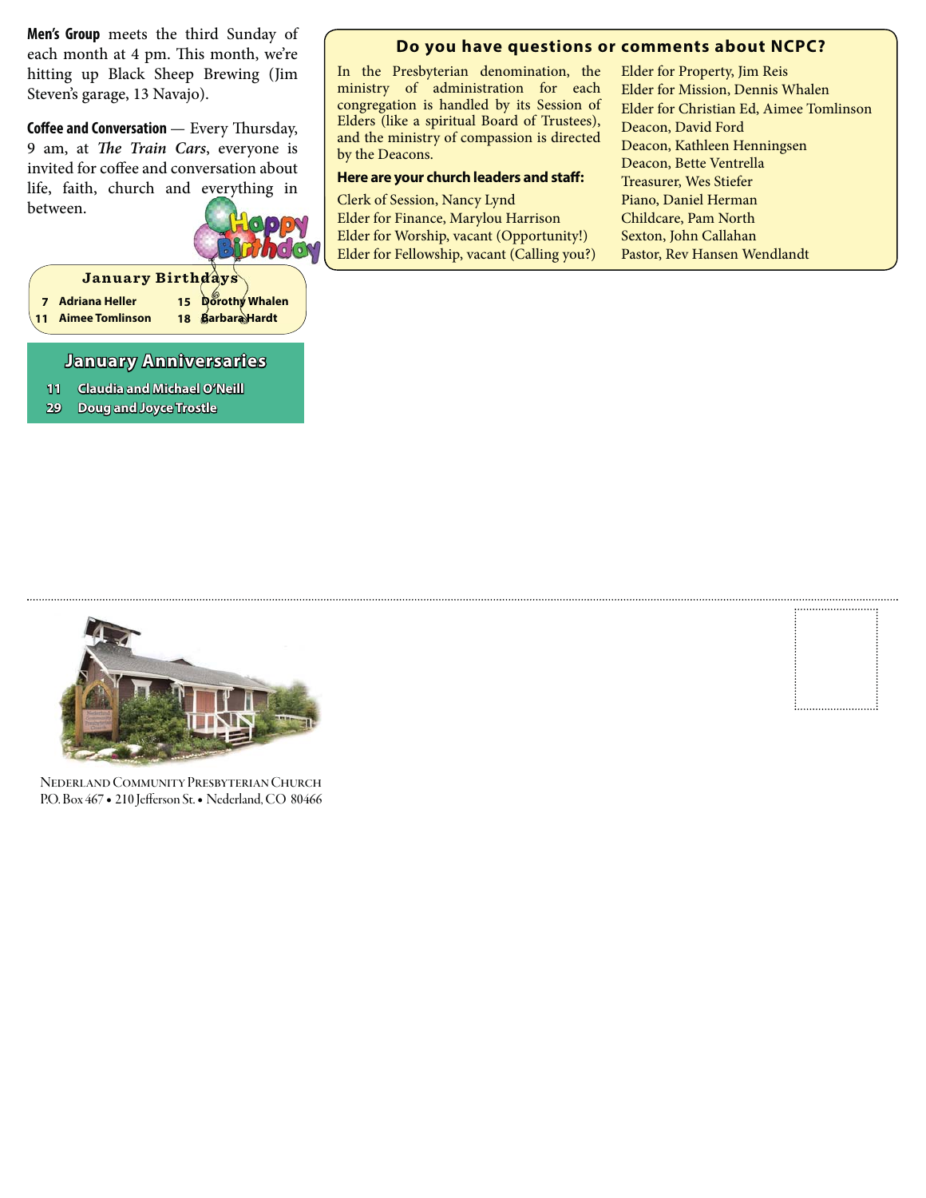**Men's Group** meets the third Sunday of each month at 4 pm. This month, we're hitting up Black Sheep Brewing (Jim Steven's garage, 13 Navajo).

**Coffee and Conversation** — Every Thursday, 9 am, at ***The Train Cars***, everyone is invited for coffee and conversation about life, faith, church and everything in between.

Happy Birthday

### January Birthdays

| | | | |
|---|---|---|---|
| 7 | Adriana Heller | 15 | Dorothy Whalen |
| 11 | Aimee Tomlinson | 18 | Barbara Hardt |

### January Anniversaries

| | |
|---|---|
| 11 | Claudia and Michael O'Neill |
| 29 | Doug and Joyce Trostle |

## Do you have questions or comments about NCPC?

In the Presbyterian denomination, the ministry of administration for each congregation is handled by its Session of Elders (like a spiritual Board of Trustees), and the ministry of compassion is directed by the Deacons.

**Here are your church leaders and staff:**

Clerk of Session, Nancy Lynd
Elder for Finance, Marylou Harrison
Elder for Worship, vacant (Opportunity!)
Elder for Fellowship, vacant (Calling you?)
Elder for Property, Jim Reis
Elder for Mission, Dennis Whalen
Elder for Christian Ed, Aimee Tomlinson
Deacon, David Ford
Deacon, Kathleen Henningsen
Deacon, Bette Ventrella
Treasurer, Wes Stiefer
Piano, Daniel Herman
Childcare, Pam North
Sexton, John Callahan
Pastor, Rev Hansen Wendlandt

Nederland Community Presbyterian Church
P.O. Box 467 • 210 Jefferson St. • Nederland, CO 80466